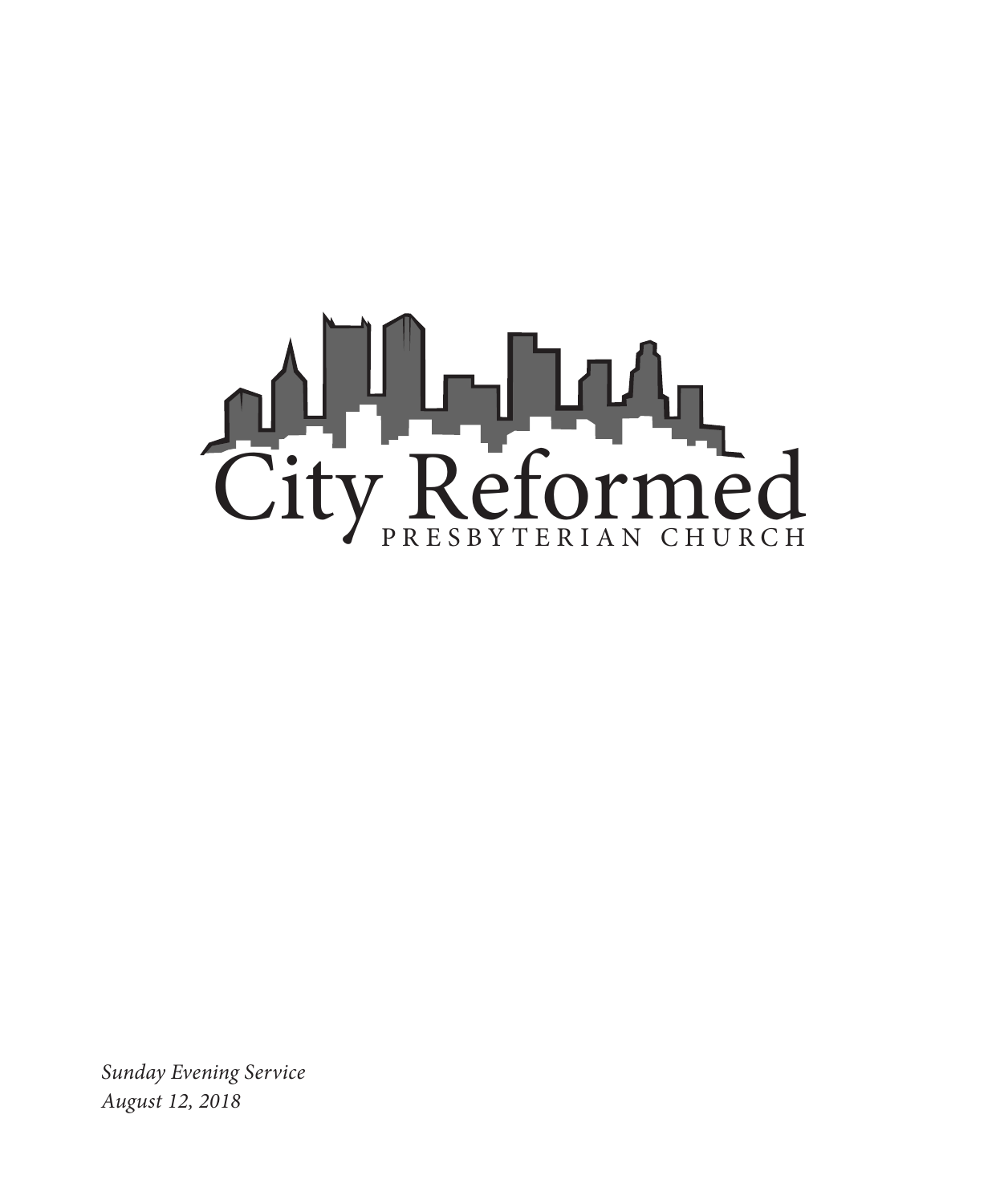# City Reformed

PRESBYTERIAN CHURCH

*Sunday Evening Service*
*August 12, 2018*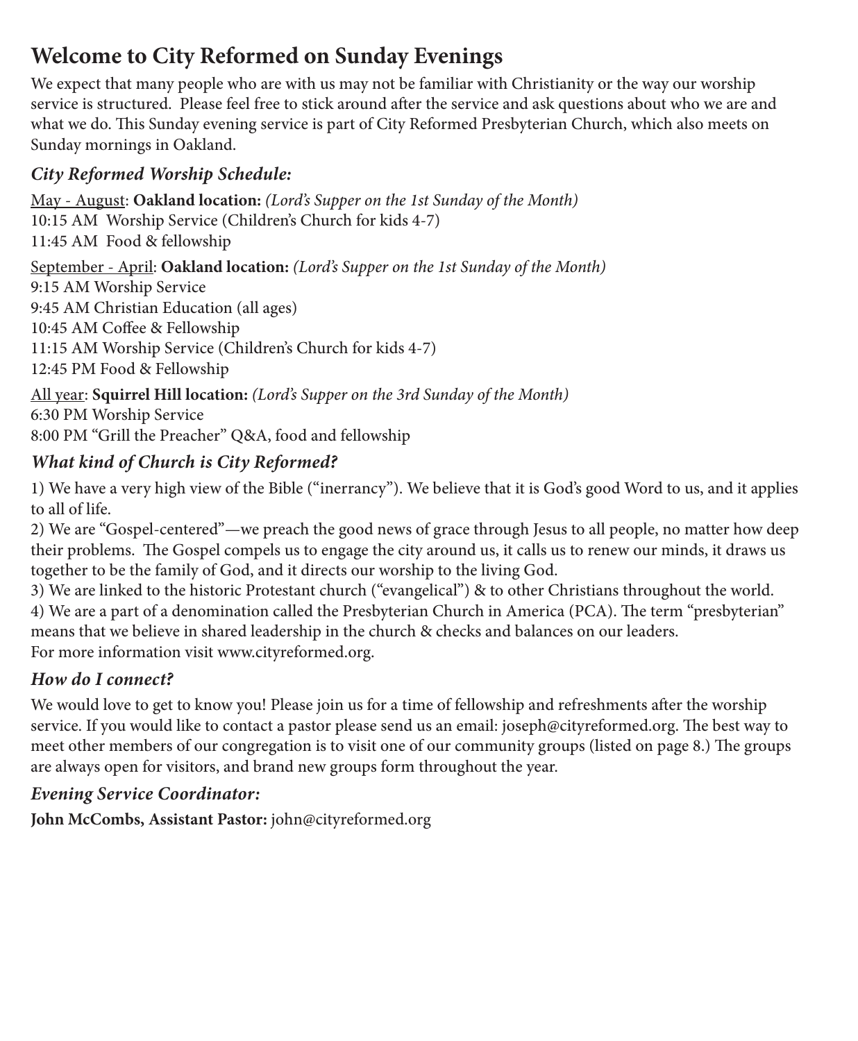# Welcome to City Reformed on Sunday Evenings

We expect that many people who are with us may not be familiar with Christianity or the way our worship service is structured. Please feel free to stick around after the service and ask questions about who we are and what we do. This Sunday evening service is part of City Reformed Presbyterian Church, which also meets on Sunday mornings in Oakland.

## *City Reformed Worship Schedule:*

<u>May - August</u>: **Oakland location:** *(Lord's Supper on the 1st Sunday of the Month)*
10:15 AM Worship Service (Children's Church for kids 4-7)
11:45 AM Food & fellowship

<u>September - April</u>: **Oakland location:** *(Lord's Supper on the 1st Sunday of the Month)*
9:15 AM Worship Service
9:45 AM Christian Education (all ages)
10:45 AM Coffee & Fellowship
11:15 AM Worship Service (Children's Church for kids 4-7)
12:45 PM Food & Fellowship

<u>All year</u>: **Squirrel Hill location:** *(Lord's Supper on the 3rd Sunday of the Month)*
6:30 PM Worship Service
8:00 PM "Grill the Preacher" Q&A, food and fellowship

## *What kind of Church is City Reformed?*

1) We have a very high view of the Bible ("inerrancy"). We believe that it is God's good Word to us, and it applies to all of life.
2) We are "Gospel-centered"—we preach the good news of grace through Jesus to all people, no matter how deep their problems. The Gospel compels us to engage the city around us, it calls us to renew our minds, it draws us together to be the family of God, and it directs our worship to the living God.
3) We are linked to the historic Protestant church ("evangelical") & to other Christians throughout the world.
4) We are a part of a denomination called the Presbyterian Church in America (PCA). The term "presbyterian" means that we believe in shared leadership in the church & checks and balances on our leaders.
For more information visit www.cityreformed.org.

## *How do I connect?*

We would love to get to know you! Please join us for a time of fellowship and refreshments after the worship service. If you would like to contact a pastor please send us an email: joseph@cityreformed.org. The best way to meet other members of our congregation is to visit one of our community groups (listed on page 8.) The groups are always open for visitors, and brand new groups form throughout the year.

## *Evening Service Coordinator:*

**John McCombs, Assistant Pastor:** john@cityreformed.org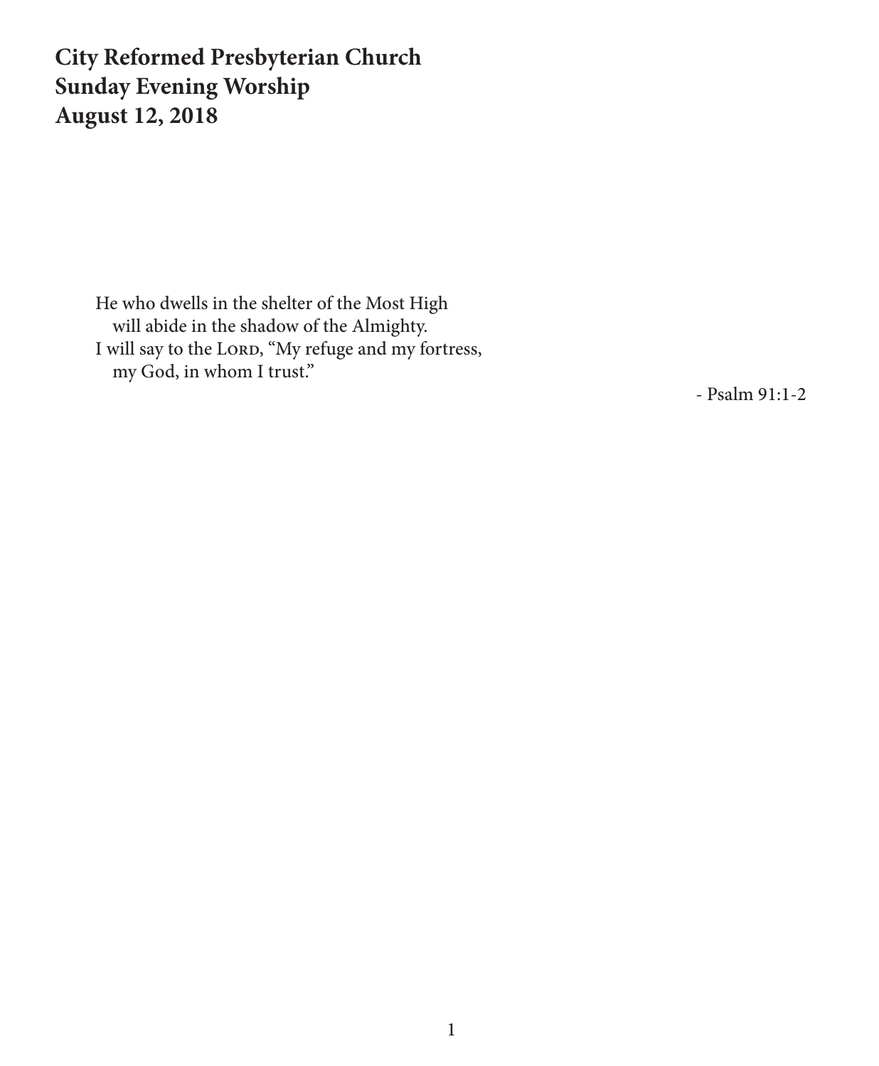**City Reformed Presbyterian Church**
**Sunday Evening Worship**
**August 12, 2018**

> He who dwells in the shelter of the Most High
> will abide in the shadow of the Almighty.
> I will say to the LORD, "My refuge and my fortress,
> my God, in whom I trust."
>
> - Psalm 91:1-2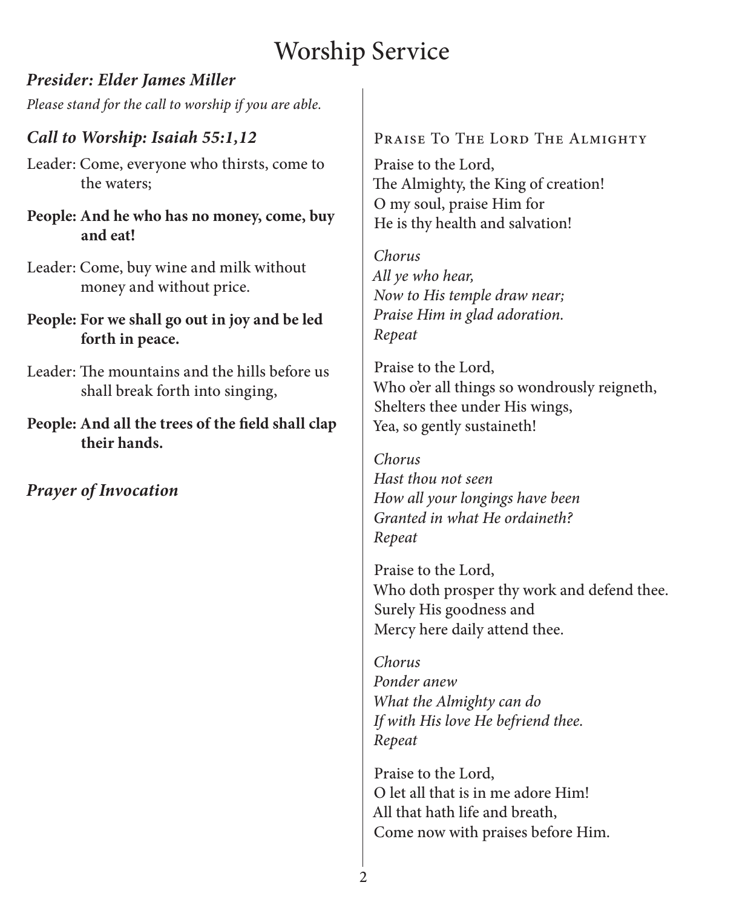# Worship Service

***Presider: Elder James Miller***

*Please stand for the call to worship if you are able.*

***Call to Worship: Isaiah 55:1,12***

Leader: Come, everyone who thirsts, come to the waters;

**People: And he who has no money, come, buy and eat!**

Leader: Come, buy wine and milk without money and without price.

**People: For we shall go out in joy and be led forth in peace.**

Leader: The mountains and the hills before us shall break forth into singing,

**People: And all the trees of the field shall clap their hands.**

***Prayer of Invocation***

Praise To The Lord The Almighty

Praise to the Lord,
The Almighty, the King of creation!
O my soul, praise Him for
He is thy health and salvation!

*Chorus*
*All ye who hear,*
*Now to His temple draw near;*
*Praise Him in glad adoration.*
*Repeat*

Praise to the Lord,
Who o'er all things so wondrously reigneth,
Shelters thee under His wings,
Yea, so gently sustaineth!

*Chorus*
*Hast thou not seen*
*How all your longings have been*
*Granted in what He ordaineth?*
*Repeat*

Praise to the Lord,
Who doth prosper thy work and defend thee.
Surely His goodness and
Mercy here daily attend thee.

*Chorus*
*Ponder anew*
*What the Almighty can do*
*If with His love He befriend thee.*
*Repeat*

Praise to the Lord,
O let all that is in me adore Him!
All that hath life and breath,
Come now with praises before Him.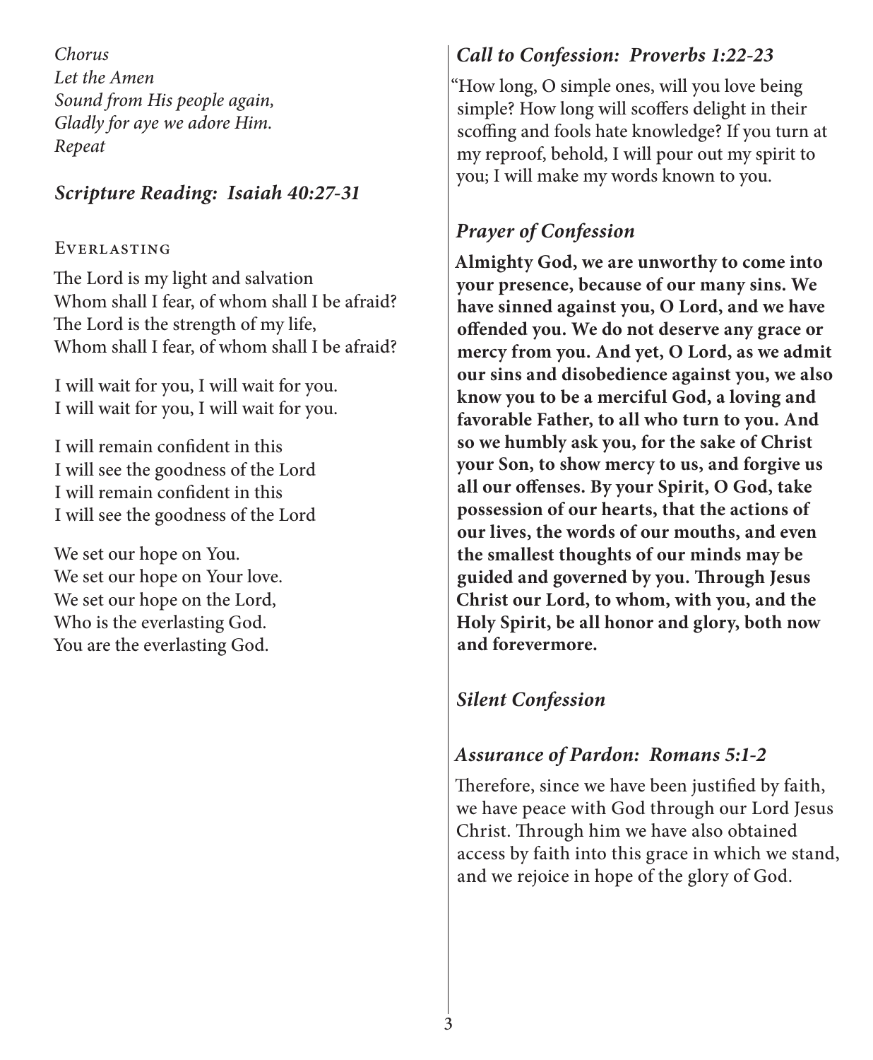*Chorus*
*Let the Amen*
*Sound from His people again,*
*Gladly for aye we adore Him.*
*Repeat*

### *Scripture Reading: Isaiah 40:27-31*

EVERLASTING

The Lord is my light and salvation
Whom shall I fear, of whom shall I be afraid?
The Lord is the strength of my life,
Whom shall I fear, of whom shall I be afraid?

I will wait for you, I will wait for you.
I will wait for you, I will wait for you.

I will remain confident in this
I will see the goodness of the Lord
I will remain confident in this
I will see the goodness of the Lord

We set our hope on You.
We set our hope on Your love.
We set our hope on the Lord,
Who is the everlasting God.
You are the everlasting God.

### *Call to Confession: Proverbs 1:22-23*

"How long, O simple ones, will you love being simple? How long will scoffers delight in their scoffing and fools hate knowledge? If you turn at my reproof, behold, I will pour out my spirit to you; I will make my words known to you.

### *Prayer of Confession*

**Almighty God, we are unworthy to come into your presence, because of our many sins. We have sinned against you, O Lord, and we have offended you. We do not deserve any grace or mercy from you. And yet, O Lord, as we admit our sins and disobedience against you, we also know you to be a merciful God, a loving and favorable Father, to all who turn to you. And so we humbly ask you, for the sake of Christ your Son, to show mercy to us, and forgive us all our offenses. By your Spirit, O God, take possession of our hearts, that the actions of our lives, the words of our mouths, and even the smallest thoughts of our minds may be guided and governed by you. Through Jesus Christ our Lord, to whom, with you, and the Holy Spirit, be all honor and glory, both now and forevermore.**

### *Silent Confession*

### *Assurance of Pardon: Romans 5:1-2*

Therefore, since we have been justified by faith, we have peace with God through our Lord Jesus Christ. Through him we have also obtained access by faith into this grace in which we stand, and we rejoice in hope of the glory of God.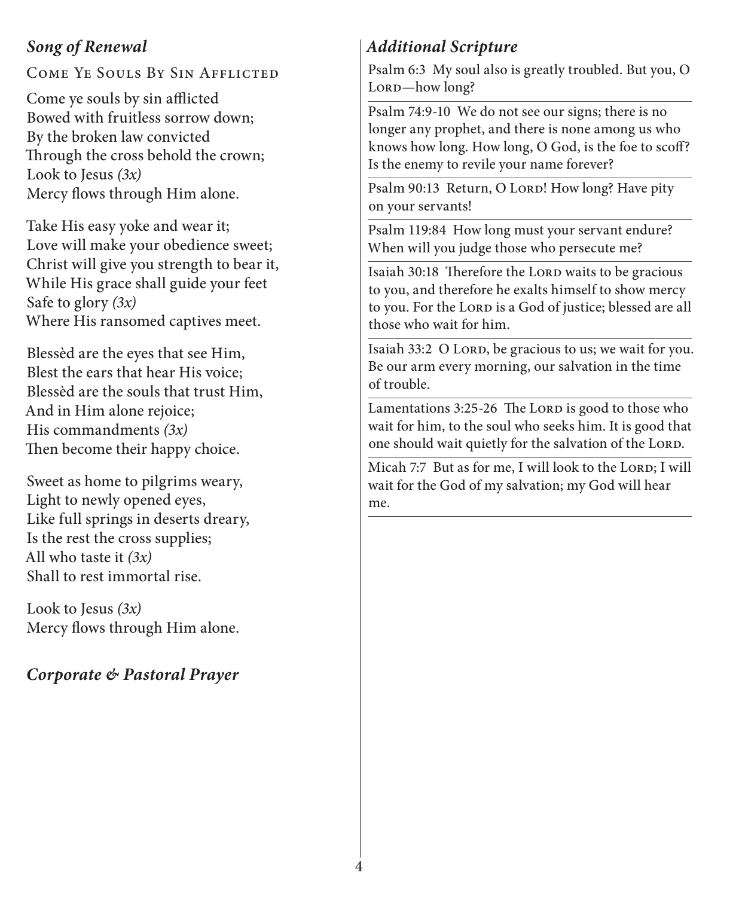## *Song of Renewal*

Come Ye Souls By Sin Afflicted

Come ye souls by sin afflicted
Bowed with fruitless sorrow down;
By the broken law convicted
Through the cross behold the crown;
Look to Jesus *(3x)*
Mercy flows through Him alone.

Take His easy yoke and wear it;
Love will make your obedience sweet;
Christ will give you strength to bear it,
While His grace shall guide your feet
Safe to glory *(3x)*
Where His ransomed captives meet.

Blessèd are the eyes that see Him,
Blest the ears that hear His voice;
Blessèd are the souls that trust Him,
And in Him alone rejoice;
His commandments *(3x)*
Then become their happy choice.

Sweet as home to pilgrims weary,
Light to newly opened eyes,
Like full springs in deserts dreary,
Is the rest the cross supplies;
All who taste it *(3x)*
Shall to rest immortal rise.

Look to Jesus *(3x)*
Mercy flows through Him alone.

## *Corporate & Pastoral Prayer*

## *Additional Scripture*

Psalm 6:3 My soul also is greatly troubled. But you, O Lord—how long?

Psalm 74:9-10 We do not see our signs; there is no longer any prophet, and there is none among us who knows how long. How long, O God, is the foe to scoff? Is the enemy to revile your name forever?

Psalm 90:13 Return, O Lord! How long? Have pity on your servants!

Psalm 119:84 How long must your servant endure? When will you judge those who persecute me?

Isaiah 30:18 Therefore the Lord waits to be gracious to you, and therefore he exalts himself to show mercy to you. For the Lord is a God of justice; blessed are all those who wait for him.

Isaiah 33:2 O Lord, be gracious to us; we wait for you. Be our arm every morning, our salvation in the time of trouble.

Lamentations 3:25-26 The Lord is good to those who wait for him, to the soul who seeks him. It is good that one should wait quietly for the salvation of the Lord.

Micah 7:7 But as for me, I will look to the Lord; I will wait for the God of my salvation; my God will hear me.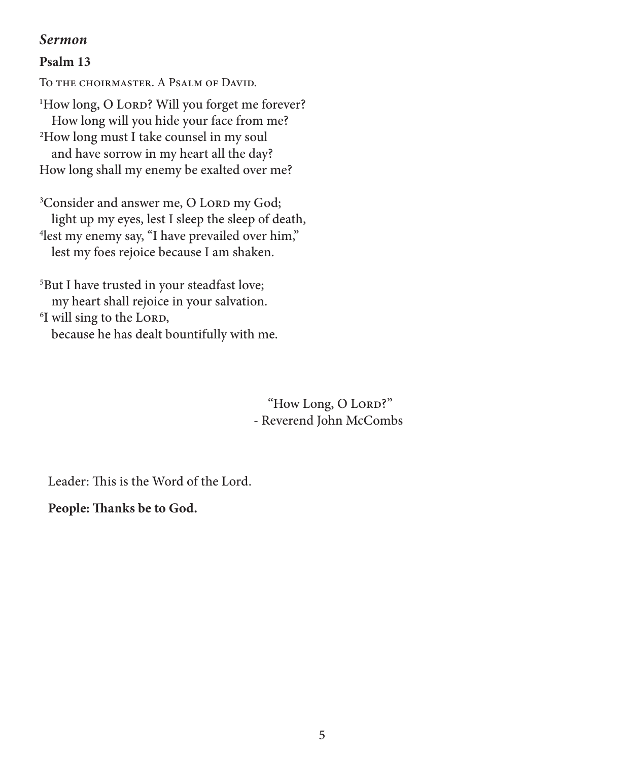### *Sermon*

**Psalm 13**

To the choirmaster. A Psalm of David.

[1]How long, O Lord? Will you forget me forever?
How long will you hide your face from me?
[2]How long must I take counsel in my soul
and have sorrow in my heart all the day?
How long shall my enemy be exalted over me?

[3]Consider and answer me, O Lord my God;
light up my eyes, lest I sleep the sleep of death,
[4]lest my enemy say, "I have prevailed over him,"
lest my foes rejoice because I am shaken.

[5]But I have trusted in your steadfast love;
my heart shall rejoice in your salvation.
[6]I will sing to the Lord,
because he has dealt bountifully with me.

"How Long, O Lord?"
- Reverend John McCombs

Leader: This is the Word of the Lord.

**People: Thanks be to God.**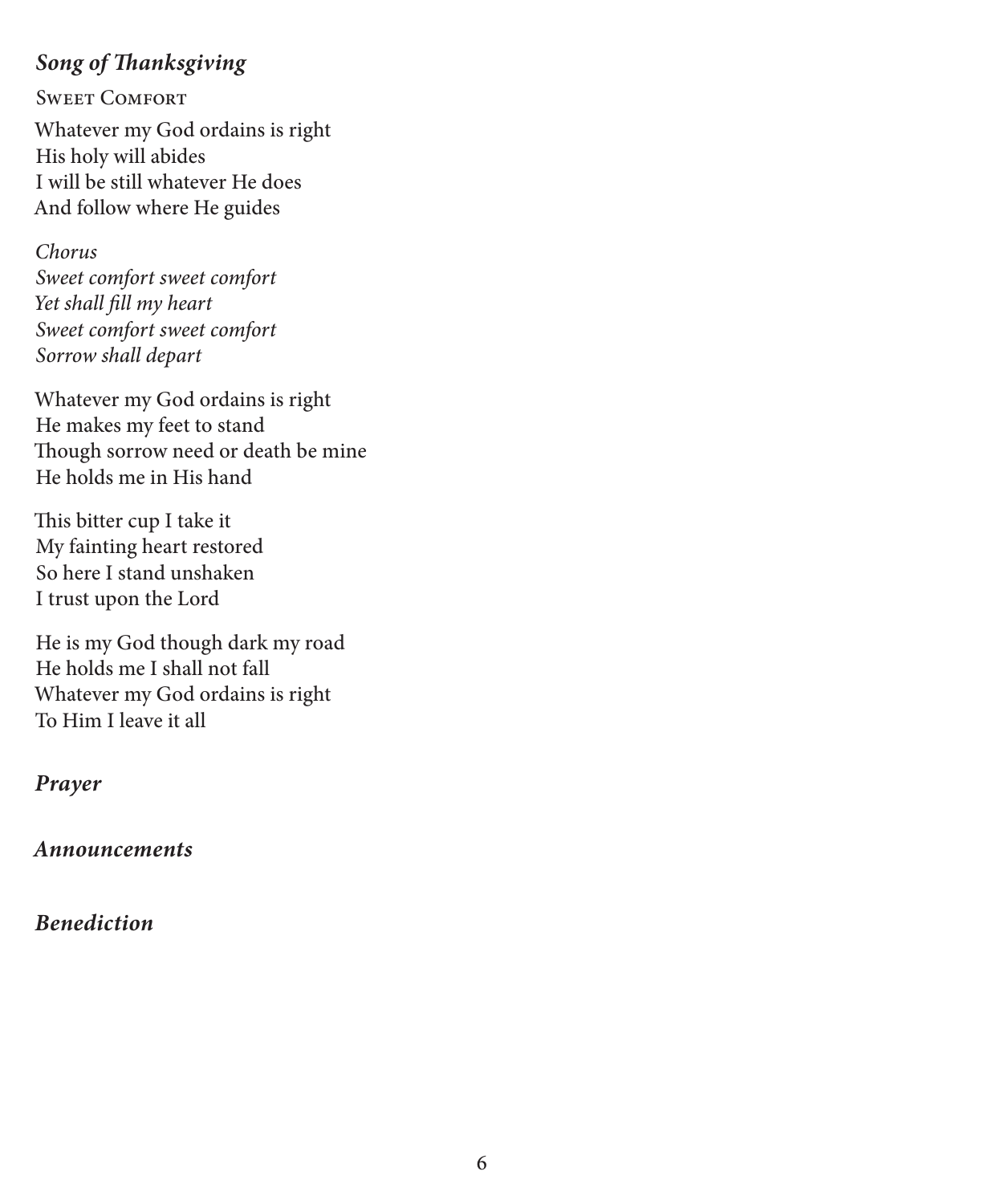## *Song of Thanksgiving*

Sweet Comfort

Whatever my God ordains is right
His holy will abides
I will be still whatever He does
And follow where He guides

*Chorus*
*Sweet comfort sweet comfort*
*Yet shall fill my heart*
*Sweet comfort sweet comfort*
*Sorrow shall depart*

Whatever my God ordains is right
He makes my feet to stand
Though sorrow need or death be mine
He holds me in His hand

This bitter cup I take it
My fainting heart restored
So here I stand unshaken
I trust upon the Lord

He is my God though dark my road
He holds me I shall not fall
Whatever my God ordains is right
To Him I leave it all

## *Prayer*

## *Announcements*

## *Benediction*